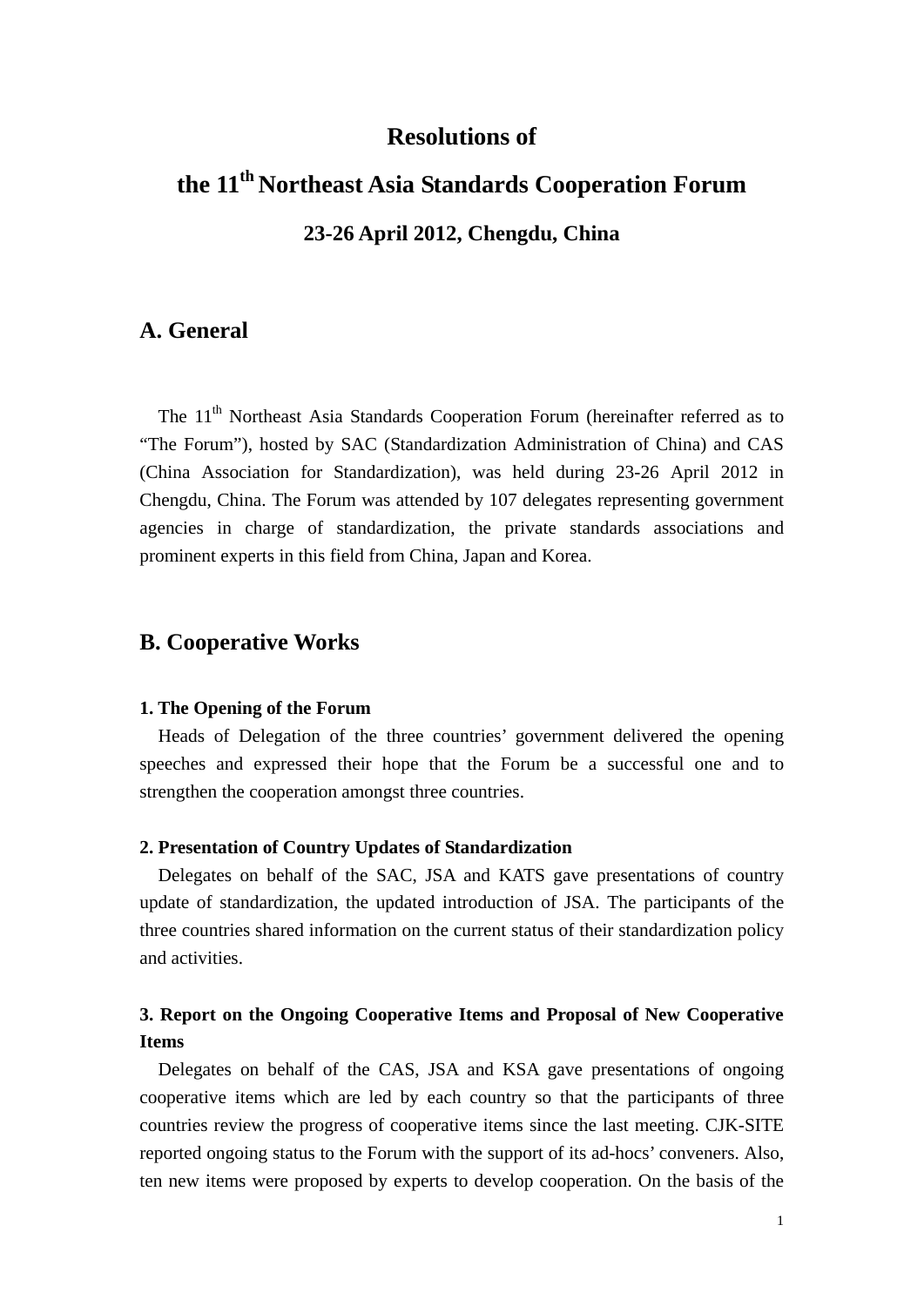# Resolutions of

# the 11th Northeast Asia Standards Cooperation Forum

### 23-26 April 2012, Chengdu, China

## A. General

The 11th Northeast Asia Standards Cooperation Forum (hereinafter referred as to "The Forum"), hosted by SAC (Standardization Administration of China) and CAS (China Association for Standardization), was held during 23-26 April 2012 in Chengdu, China. The Forum was attended by 107 delegates representing government agencies in charge of standardization, the private standards associations and prominent experts in this field from China, Japan and Korea.

## B. Cooperative Works

### 1. The Opening of the Forum

Heads of Delegation of the three countries' government delivered the opening speeches and expressed their hope that the Forum be a successful one and to strengthen the cooperation amongst three countries.

### 2. Presentation of Country Updates of Standardization

Delegates on behalf of the SAC, JSA and KATS gave presentations of country update of standardization, the updated introduction of JSA. The participants of the three countries shared information on the current status of their standardization policy and activities.

### 3. Report on the Ongoing Cooperative Items and Proposal of New Cooperative Items

Delegates on behalf of the CAS, JSA and KSA gave presentations of ongoing cooperative items which are led by each country so that the participants of three countries review the progress of cooperative items since the last meeting. CJK-SITE reported ongoing status to the Forum with the support of its ad-hocs' conveners. Also, ten new items were proposed by experts to develop cooperation. On the basis of the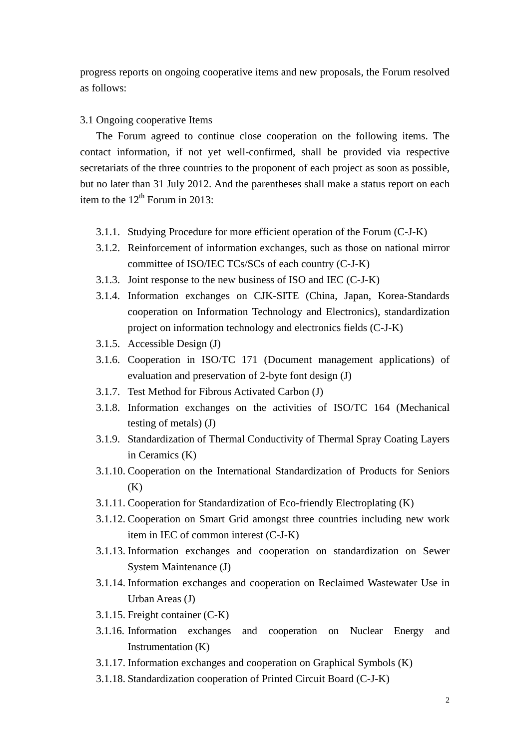progress reports on ongoing cooperative items and new proposals, the Forum resolved as follows:

3.1 Ongoing cooperative Items

The Forum agreed to continue close cooperation on the following items. The contact information, if not yet well-confirmed, shall be provided via respective secretariats of the three countries to the proponent of each project as soon as possible, but no later than 31 July 2012. And the parentheses shall make a status report on each item to the 12th Forum in 2013:

- 3.1.1. Studying Procedure for more efficient operation of the Forum (C-J-K)
- 3.1.2. Reinforcement of information exchanges, such as those on national mirror committee of ISO/IEC TCs/SCs of each country (C-J-K)
- 3.1.3. Joint response to the new business of ISO and IEC (C-J-K)
- 3.1.4. Information exchanges on CJK-SITE (China, Japan, Korea-Standards cooperation on Information Technology and Electronics), standardization project on information technology and electronics fields (C-J-K)
- 3.1.5. Accessible Design (J)
- 3.1.6. Cooperation in ISO/TC 171 (Document management applications) of evaluation and preservation of 2-byte font design (J)
- 3.1.7. Test Method for Fibrous Activated Carbon (J)
- 3.1.8. Information exchanges on the activities of ISO/TC 164 (Mechanical testing of metals) (J)
- 3.1.9. Standardization of Thermal Conductivity of Thermal Spray Coating Layers in Ceramics (K)
- 3.1.10. Cooperation on the International Standardization of Products for Seniors (K)
- 3.1.11. Cooperation for Standardization of Eco-friendly Electroplating (K)
- 3.1.12. Cooperation on Smart Grid amongst three countries including new work item in IEC of common interest (C-J-K)
- 3.1.13. Information exchanges and cooperation on standardization on Sewer System Maintenance (J)
- 3.1.14. Information exchanges and cooperation on Reclaimed Wastewater Use in Urban Areas (J)
- 3.1.15. Freight container (C-K)
- 3.1.16. Information exchanges and cooperation on Nuclear Energy and Instrumentation (K)
- 3.1.17. Information exchanges and cooperation on Graphical Symbols (K)
- 3.1.18. Standardization cooperation of Printed Circuit Board (C-J-K)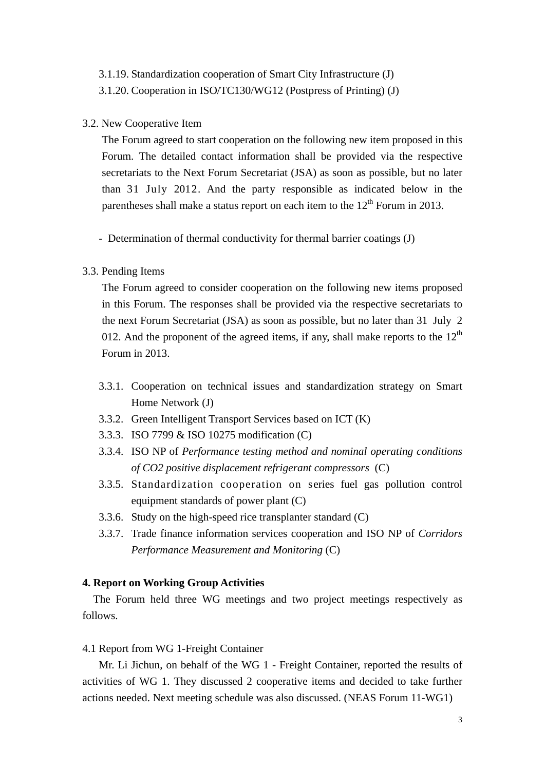3.1.19. Standardization cooperation of Smart City Infrastructure (J)

3.1.20. Cooperation in ISO/TC130/WG12 (Postpress of Printing) (J)

3.2. New Cooperative Item

The Forum agreed to start cooperation on the following new item proposed in this Forum. The detailed contact information shall be provided via the respective secretariats to the Next Forum Secretariat (JSA) as soon as possible, but no later than 31 July 2012. And the party responsible as indicated below in the parentheses shall make a status report on each item to the 12th Forum in 2013.

- Determination of thermal conductivity for thermal barrier coatings (J)

3.3. Pending Items

The Forum agreed to consider cooperation on the following new items proposed in this Forum. The responses shall be provided via the respective secretariats to the next Forum Secretariat (JSA) as soon as possible, but no later than 31 July 2012. And the proponent of the agreed items, if any, shall make reports to the 12th Forum in 2013.

3.3.1. Cooperation on technical issues and standardization strategy on Smart Home Network (J)

3.3.2. Green Intelligent Transport Services based on ICT (K)

3.3.3. ISO 7799 & ISO 10275 modification (C)

3.3.4. ISO NP of *Performance testing method and nominal operating conditions of CO2 positive displacement refrigerant compressors* (C)

3.3.5. Standardization cooperation on series fuel gas pollution control equipment standards of power plant (C)

3.3.6. Study on the high-speed rice transplanter standard (C)

3.3.7. Trade finance information services cooperation and ISO NP of *Corridors Performance Measurement and Monitoring* (C)

**4. Report on Working Group Activities**

The Forum held three WG meetings and two project meetings respectively as follows.

4.1 Report from WG 1-Freight Container

Mr. Li Jichun, on behalf of the WG 1 - Freight Container, reported the results of activities of WG 1. They discussed 2 cooperative items and decided to take further actions needed. Next meeting schedule was also discussed. (NEAS Forum 11-WG1)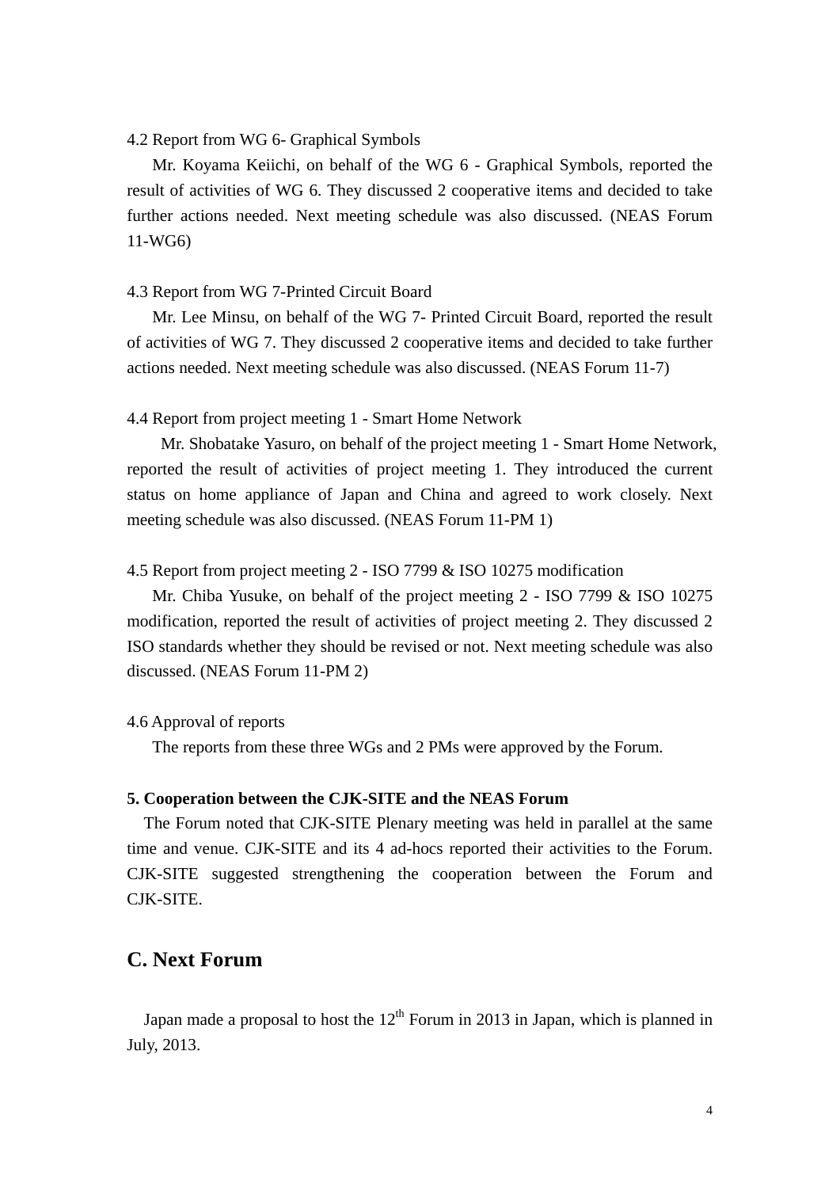4.2 Report from WG 6- Graphical Symbols

Mr. Koyama Keiichi, on behalf of the WG 6 - Graphical Symbols, reported the result of activities of WG 6. They discussed 2 cooperative items and decided to take further actions needed. Next meeting schedule was also discussed. (NEAS Forum 11-WG6)

4.3 Report from WG 7-Printed Circuit Board

Mr. Lee Minsu, on behalf of the WG 7- Printed Circuit Board, reported the result of activities of WG 7. They discussed 2 cooperative items and decided to take further actions needed. Next meeting schedule was also discussed. (NEAS Forum 11-7)

4.4 Report from project meeting 1 - Smart Home Network

Mr. Shobatake Yasuro, on behalf of the project meeting 1 - Smart Home Network, reported the result of activities of project meeting 1. They introduced the current status on home appliance of Japan and China and agreed to work closely. Next meeting schedule was also discussed. (NEAS Forum 11-PM 1)

4.5 Report from project meeting 2 - ISO 7799 & ISO 10275 modification

Mr. Chiba Yusuke, on behalf of the project meeting 2 - ISO 7799 & ISO 10275 modification, reported the result of activities of project meeting 2. They discussed 2 ISO standards whether they should be revised or not. Next meeting schedule was also discussed. (NEAS Forum 11-PM 2)

4.6 Approval of reports

The reports from these three WGs and 2 PMs were approved by the Forum.

**5. Cooperation between the CJK-SITE and the NEAS Forum**

The Forum noted that CJK-SITE Plenary meeting was held in parallel at the same time and venue. CJK-SITE and its 4 ad-hocs reported their activities to the Forum. CJK-SITE suggested strengthening the cooperation between the Forum and CJK-SITE.

## C. Next Forum

Japan made a proposal to host the 12th Forum in 2013 in Japan, which is planned in July, 2013.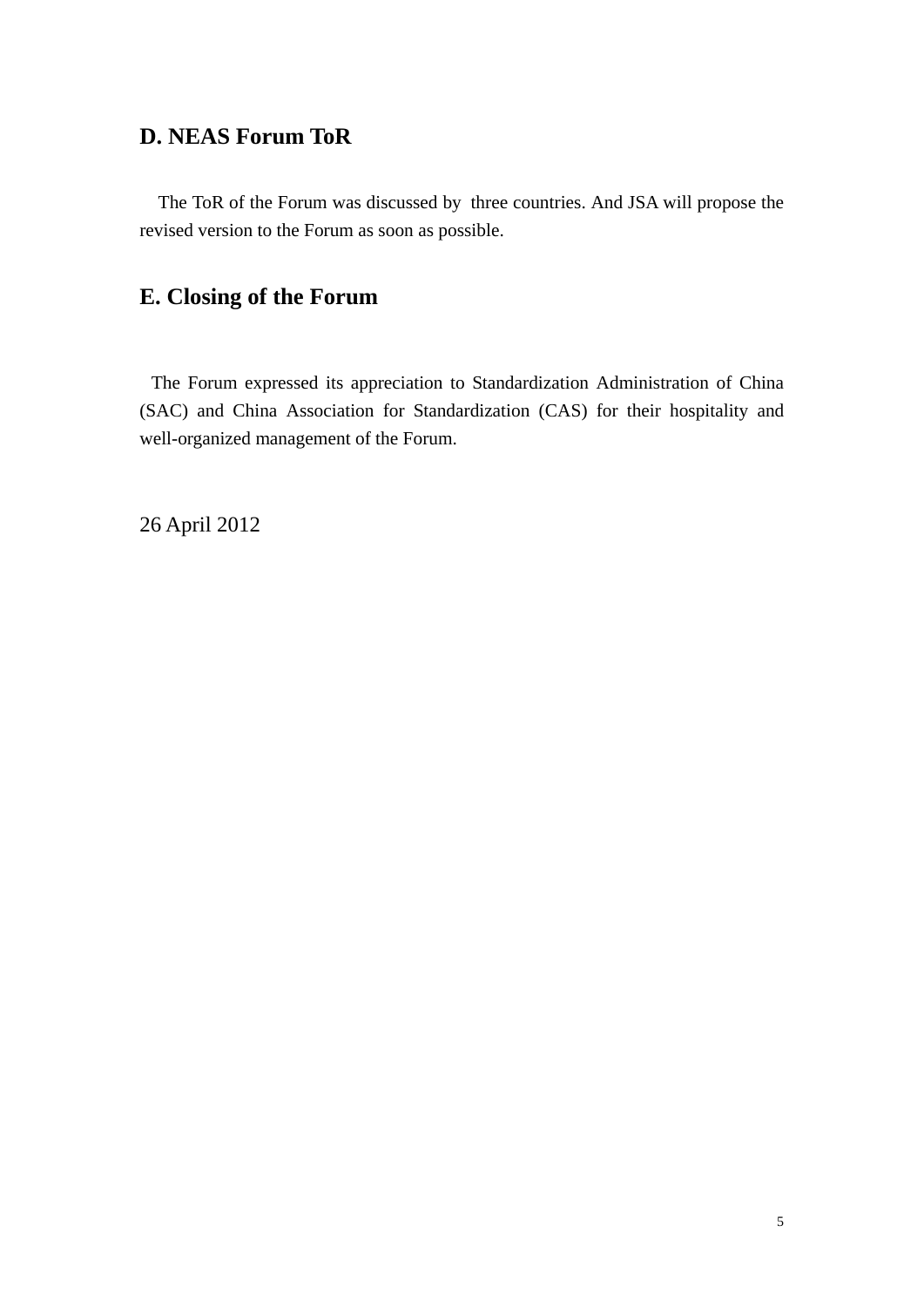## D. NEAS Forum ToR

The ToR of the Forum was discussed by three countries. And JSA will propose the revised version to the Forum as soon as possible.

## E. Closing of the Forum

The Forum expressed its appreciation to Standardization Administration of China (SAC) and China Association for Standardization (CAS) for their hospitality and well-organized management of the Forum.

26 April 2012